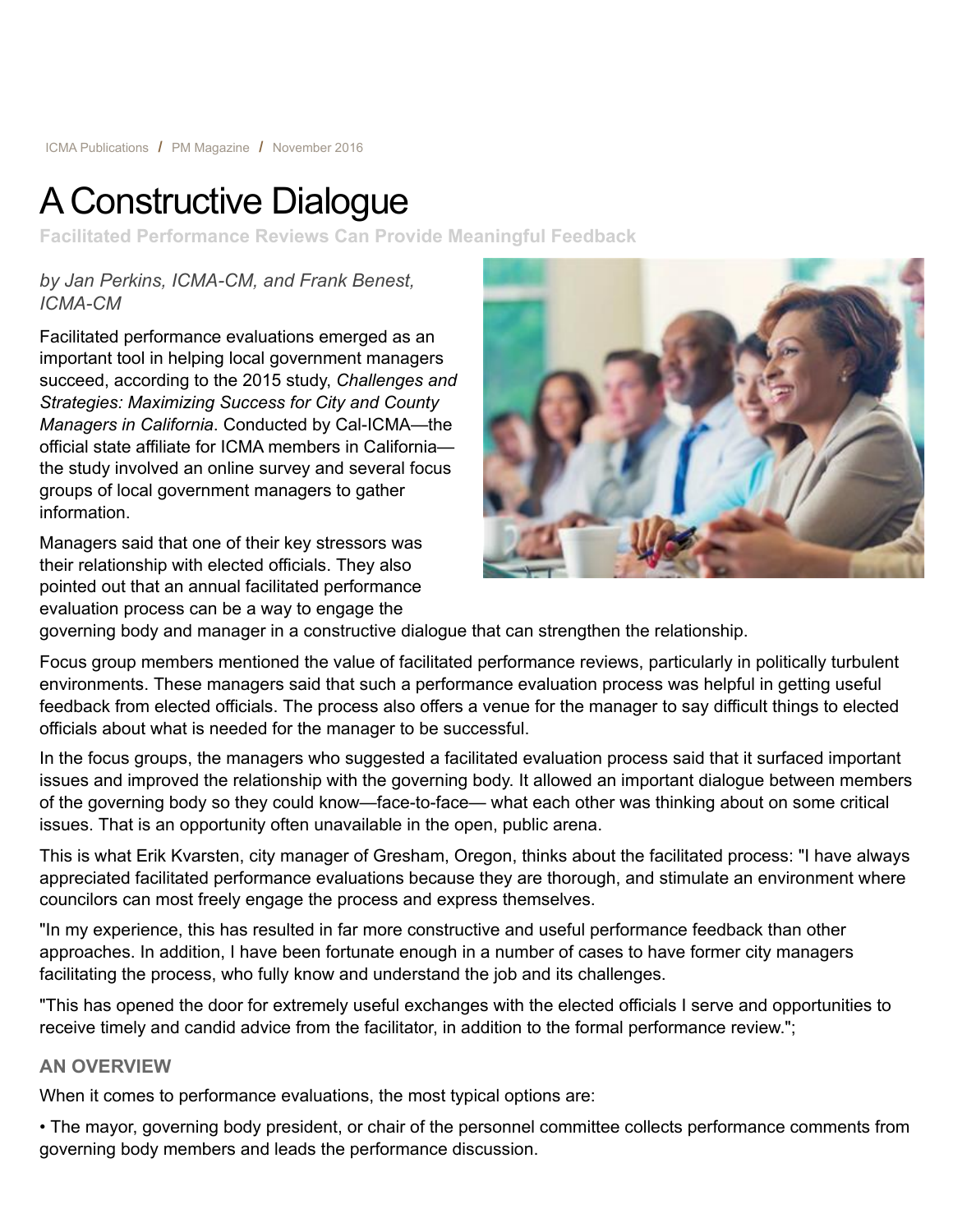ICMA Publications / PM Magazine / November 2016

# A Constructive Dialogue

## Facilitated Performance Reviews Can Provide Meaningful Feedback

*by Jan Perkins, ICMA-CM, and Frank Benest, ICMA-CM*

Facilitated performance evaluations emerged as an important tool in helping local government managers succeed, according to the 2015 study, *Challenges and Strategies: Maximizing Success for City and County Managers in California*. Conducted by Cal-ICMA—the official state affiliate for ICMA members in California—the study involved an online survey and several focus groups of local government managers to gather information.

Managers said that one of their key stressors was their relationship with elected officials. They also pointed out that an annual facilitated performance evaluation process can be a way to engage the governing body and manager in a constructive dialogue that can strengthen the relationship.

Focus group members mentioned the value of facilitated performance reviews, particularly in politically turbulent environments. These managers said that such a performance evaluation process was helpful in getting useful feedback from elected officials. The process also offers a venue for the manager to say difficult things to elected officials about what is needed for the manager to be successful.

In the focus groups, the managers who suggested a facilitated evaluation process said that it surfaced important issues and improved the relationship with the governing body. It allowed an important dialogue between members of the governing body so they could know—face-to-face— what each other was thinking about on some critical issues. That is an opportunity often unavailable in the open, public arena.

This is what Erik Kvarsten, city manager of Gresham, Oregon, thinks about the facilitated process: "I have always appreciated facilitated performance evaluations because they are thorough, and stimulate an environment where councilors can most freely engage the process and express themselves.

"In my experience, this has resulted in far more constructive and useful performance feedback than other approaches. In addition, I have been fortunate enough in a number of cases to have former city managers facilitating the process, who fully know and understand the job and its challenges.

"This has opened the door for extremely useful exchanges with the elected officials I serve and opportunities to receive timely and candid advice from the facilitator, in addition to the formal performance review.";

### AN OVERVIEW

When it comes to performance evaluations, the most typical options are:

- The mayor, governing body president, or chair of the personnel committee collects performance comments from governing body members and leads the performance discussion.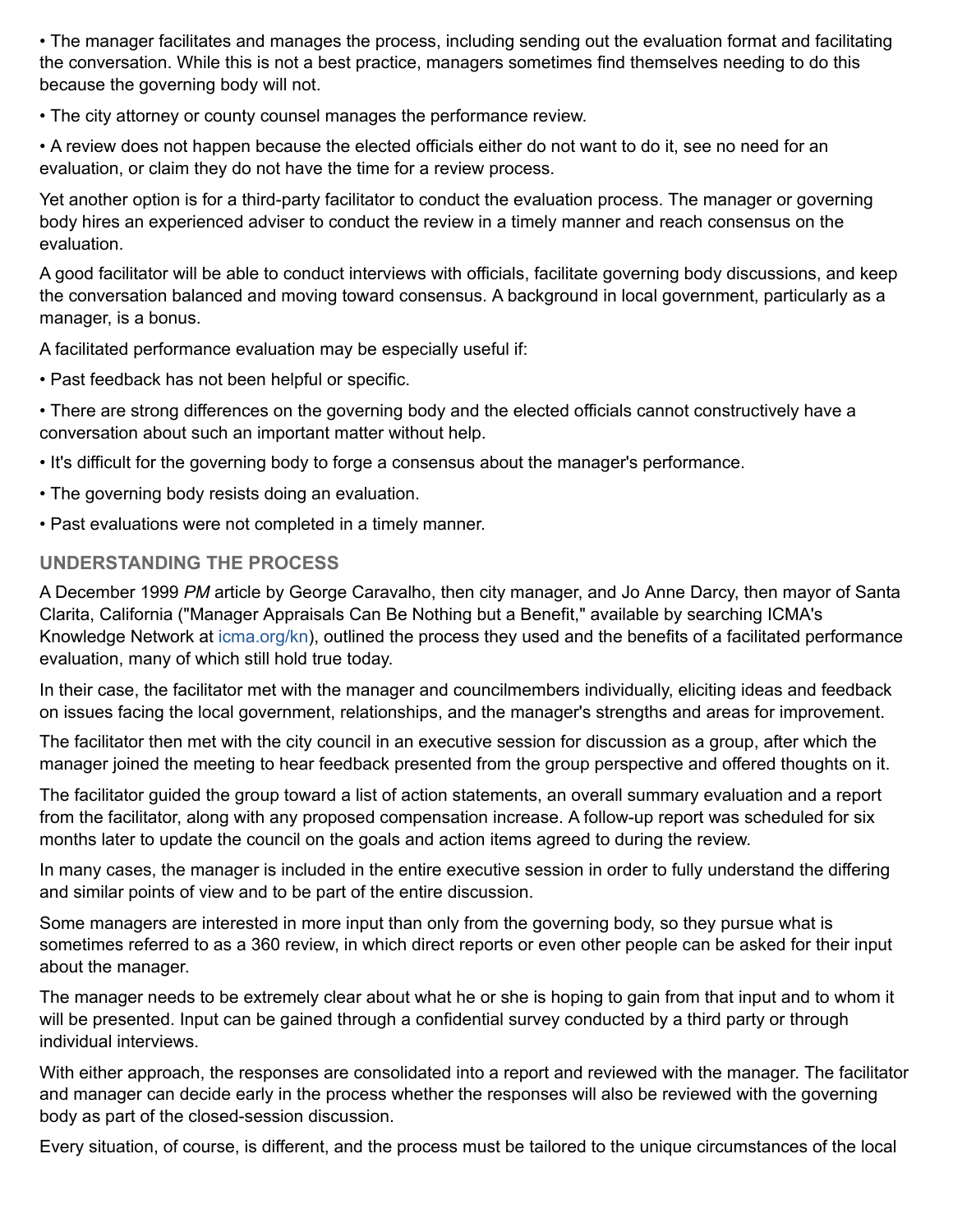- The manager facilitates and manages the process, including sending out the evaluation format and facilitating the conversation. While this is not a best practice, managers sometimes find themselves needing to do this because the governing body will not.
- The city attorney or county counsel manages the performance review.
- A review does not happen because the elected officials either do not want to do it, see no need for an evaluation, or claim they do not have the time for a review process.

Yet another option is for a third-party facilitator to conduct the evaluation process. The manager or governing body hires an experienced adviser to conduct the review in a timely manner and reach consensus on the evaluation.

A good facilitator will be able to conduct interviews with officials, facilitate governing body discussions, and keep the conversation balanced and moving toward consensus. A background in local government, particularly as a manager, is a bonus.

A facilitated performance evaluation may be especially useful if:

- Past feedback has not been helpful or specific.
- There are strong differences on the governing body and the elected officials cannot constructively have a conversation about such an important matter without help.
- It's difficult for the governing body to forge a consensus about the manager's performance.
- The governing body resists doing an evaluation.
- Past evaluations were not completed in a timely manner.

## UNDERSTANDING THE PROCESS

A December 1999 *PM* article by George Caravalho, then city manager, and Jo Anne Darcy, then mayor of Santa Clarita, California ("Manager Appraisals Can Be Nothing but a Benefit," available by searching ICMA's Knowledge Network at icma.org/kn), outlined the process they used and the benefits of a facilitated performance evaluation, many of which still hold true today.

In their case, the facilitator met with the manager and councilmembers individually, eliciting ideas and feedback on issues facing the local government, relationships, and the manager's strengths and areas for improvement.

The facilitator then met with the city council in an executive session for discussion as a group, after which the manager joined the meeting to hear feedback presented from the group perspective and offered thoughts on it.

The facilitator guided the group toward a list of action statements, an overall summary evaluation and a report from the facilitator, along with any proposed compensation increase. A follow-up report was scheduled for six months later to update the council on the goals and action items agreed to during the review.

In many cases, the manager is included in the entire executive session in order to fully understand the differing and similar points of view and to be part of the entire discussion.

Some managers are interested in more input than only from the governing body, so they pursue what is sometimes referred to as a 360 review, in which direct reports or even other people can be asked for their input about the manager.

The manager needs to be extremely clear about what he or she is hoping to gain from that input and to whom it will be presented. Input can be gained through a confidential survey conducted by a third party or through individual interviews.

With either approach, the responses are consolidated into a report and reviewed with the manager. The facilitator and manager can decide early in the process whether the responses will also be reviewed with the governing body as part of the closed-session discussion.

Every situation, of course, is different, and the process must be tailored to the unique circumstances of the local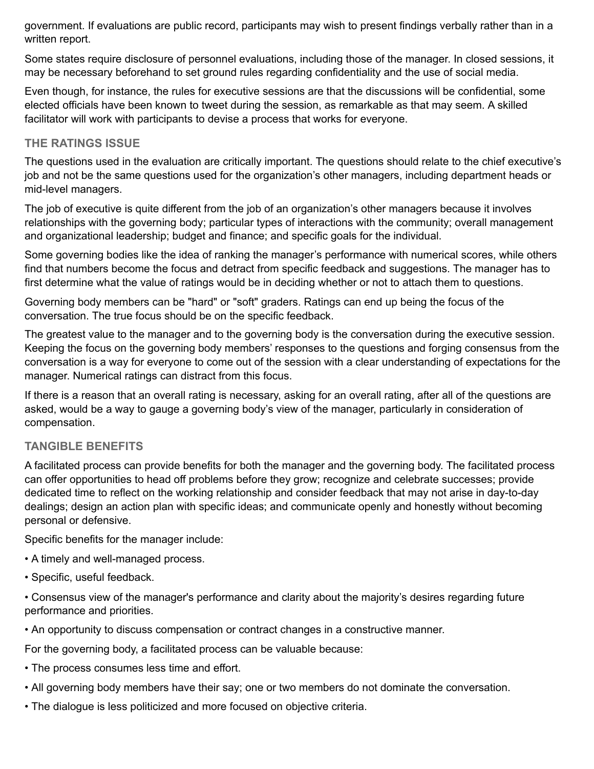government. If evaluations are public record, participants may wish to present findings verbally rather than in a written report.

Some states require disclosure of personnel evaluations, including those of the manager. In closed sessions, it may be necessary beforehand to set ground rules regarding confidentiality and the use of social media.

Even though, for instance, the rules for executive sessions are that the discussions will be confidential, some elected officials have been known to tweet during the session, as remarkable as that may seem. A skilled facilitator will work with participants to devise a process that works for everyone.

## THE RATINGS ISSUE

The questions used in the evaluation are critically important. The questions should relate to the chief executive's job and not be the same questions used for the organization's other managers, including department heads or mid-level managers.

The job of executive is quite different from the job of an organization's other managers because it involves relationships with the governing body; particular types of interactions with the community; overall management and organizational leadership; budget and finance; and specific goals for the individual.

Some governing bodies like the idea of ranking the manager's performance with numerical scores, while others find that numbers become the focus and detract from specific feedback and suggestions. The manager has to first determine what the value of ratings would be in deciding whether or not to attach them to questions.

Governing body members can be "hard" or "soft" graders. Ratings can end up being the focus of the conversation. The true focus should be on the specific feedback.

The greatest value to the manager and to the governing body is the conversation during the executive session. Keeping the focus on the governing body members' responses to the questions and forging consensus from the conversation is a way for everyone to come out of the session with a clear understanding of expectations for the manager. Numerical ratings can distract from this focus.

If there is a reason that an overall rating is necessary, asking for an overall rating, after all of the questions are asked, would be a way to gauge a governing body's view of the manager, particularly in consideration of compensation.

## TANGIBLE BENEFITS

A facilitated process can provide benefits for both the manager and the governing body. The facilitated process can offer opportunities to head off problems before they grow; recognize and celebrate successes; provide dedicated time to reflect on the working relationship and consider feedback that may not arise in day-to-day dealings; design an action plan with specific ideas; and communicate openly and honestly without becoming personal or defensive.

Specific benefits for the manager include:

- A timely and well-managed process.
- Specific, useful feedback.
- Consensus view of the manager's performance and clarity about the majority's desires regarding future performance and priorities.
- An opportunity to discuss compensation or contract changes in a constructive manner.

For the governing body, a facilitated process can be valuable because:

- The process consumes less time and effort.
- All governing body members have their say; one or two members do not dominate the conversation.
- The dialogue is less politicized and more focused on objective criteria.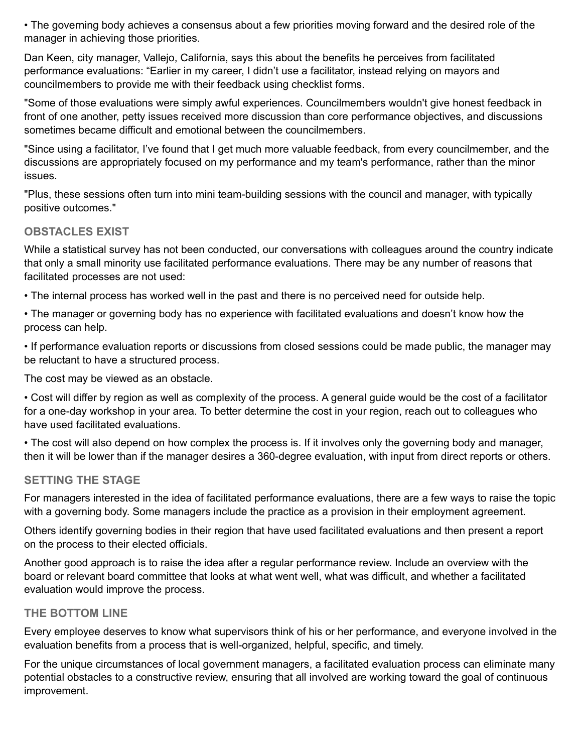- The governing body achieves a consensus about a few priorities moving forward and the desired role of the manager in achieving those priorities.

Dan Keen, city manager, Vallejo, California, says this about the benefits he perceives from facilitated performance evaluations: “Earlier in my career, I didn’t use a facilitator, instead relying on mayors and councilmembers to provide me with their feedback using checklist forms.

"Some of those evaluations were simply awful experiences. Councilmembers wouldn't give honest feedback in front of one another, petty issues received more discussion than core performance objectives, and discussions sometimes became difficult and emotional between the councilmembers.

"Since using a facilitator, I’ve found that I get much more valuable feedback, from every councilmember, and the discussions are appropriately focused on my performance and my team's performance, rather than the minor issues.

"Plus, these sessions often turn into mini team-building sessions with the council and manager, with typically positive outcomes."

## OBSTACLES EXIST

While a statistical survey has not been conducted, our conversations with colleagues around the country indicate that only a small minority use facilitated performance evaluations. There may be any number of reasons that facilitated processes are not used:

- The internal process has worked well in the past and there is no perceived need for outside help.
- The manager or governing body has no experience with facilitated evaluations and doesn’t know how the process can help.
- If performance evaluation reports or discussions from closed sessions could be made public, the manager may be reluctant to have a structured process.

The cost may be viewed as an obstacle.

- Cost will differ by region as well as complexity of the process. A general guide would be the cost of a facilitator for a one-day workshop in your area. To better determine the cost in your region, reach out to colleagues who have used facilitated evaluations.
- The cost will also depend on how complex the process is. If it involves only the governing body and manager, then it will be lower than if the manager desires a 360-degree evaluation, with input from direct reports or others.

## SETTING THE STAGE

For managers interested in the idea of facilitated performance evaluations, there are a few ways to raise the topic with a governing body. Some managers include the practice as a provision in their employment agreement.

Others identify governing bodies in their region that have used facilitated evaluations and then present a report on the process to their elected officials.

Another good approach is to raise the idea after a regular performance review. Include an overview with the board or relevant board committee that looks at what went well, what was difficult, and whether a facilitated evaluation would improve the process.

## THE BOTTOM LINE

Every employee deserves to know what supervisors think of his or her performance, and everyone involved in the evaluation benefits from a process that is well-organized, helpful, specific, and timely.

For the unique circumstances of local government managers, a facilitated evaluation process can eliminate many potential obstacles to a constructive review, ensuring that all involved are working toward the goal of continuous improvement.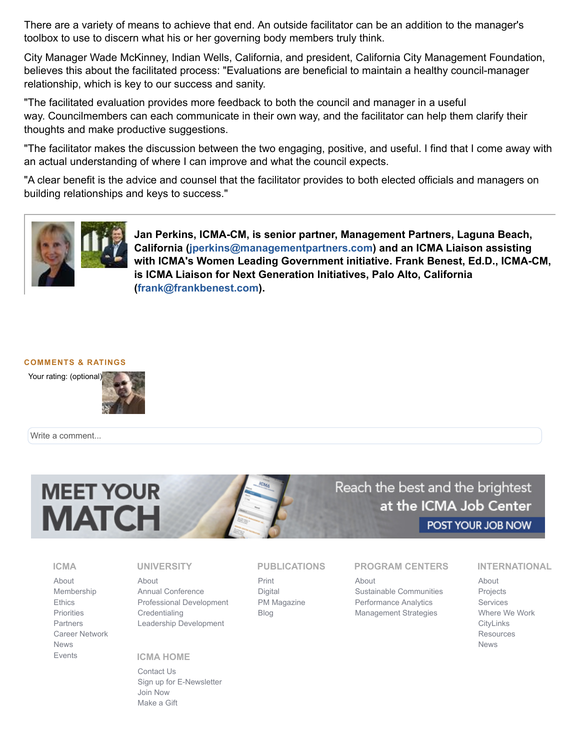There are a variety of means to achieve that end. An outside facilitator can be an addition to the manager's toolbox to use to discern what his or her governing body members truly think.

City Manager Wade McKinney, Indian Wells, California, and president, California City Management Foundation, believes this about the facilitated process: "Evaluations are beneficial to maintain a healthy council-manager relationship, which is key to our success and sanity.

"The facilitated evaluation provides more feedback to both the council and manager in a useful way. Councilmembers can each communicate in their own way, and the facilitator can help them clarify their thoughts and make productive suggestions.

"The facilitator makes the discussion between the two engaging, positive, and useful. I find that I come away with an actual understanding of where I can improve and what the council expects.

"A clear benefit is the advice and counsel that the facilitator provides to both elected officials and managers on building relationships and keys to success."

**Jan Perkins, ICMA-CM, is senior partner, Management Partners, Laguna Beach, California (jperkins@managementpartners.com) and an ICMA Liaison assisting with ICMA's Women Leading Government initiative. Frank Benest, Ed.D., ICMA-CM, is ICMA Liaison for Next Generation Initiatives, Palo Alto, California (frank@frankbenest.com).**

## COMMENTS & RATINGS

Your rating: (optional)

Write a comment...

MEET YOUR MATCH

Reach the best and the brightest at the ICMA Job Center

POST YOUR JOB NOW

**ICMA**
- About
- Membership
- Ethics
- Priorities
- Partners
- Career Network
- News
- Events

**UNIVERSITY**
- About
- Annual Conference
- Professional Development
- Credentialing
- Leadership Development

**ICMA HOME**
- Contact Us
- Sign up for E-Newsletter
- Join Now
- Make a Gift

**PUBLICATIONS**
- Print
- Digital
- PM Magazine
- Blog

**PROGRAM CENTERS**
- About
- Sustainable Communities
- Performance Analytics
- Management Strategies

**INTERNATIONAL**
- About
- Projects
- Services
- Where We Work
- CityLinks
- Resources
- News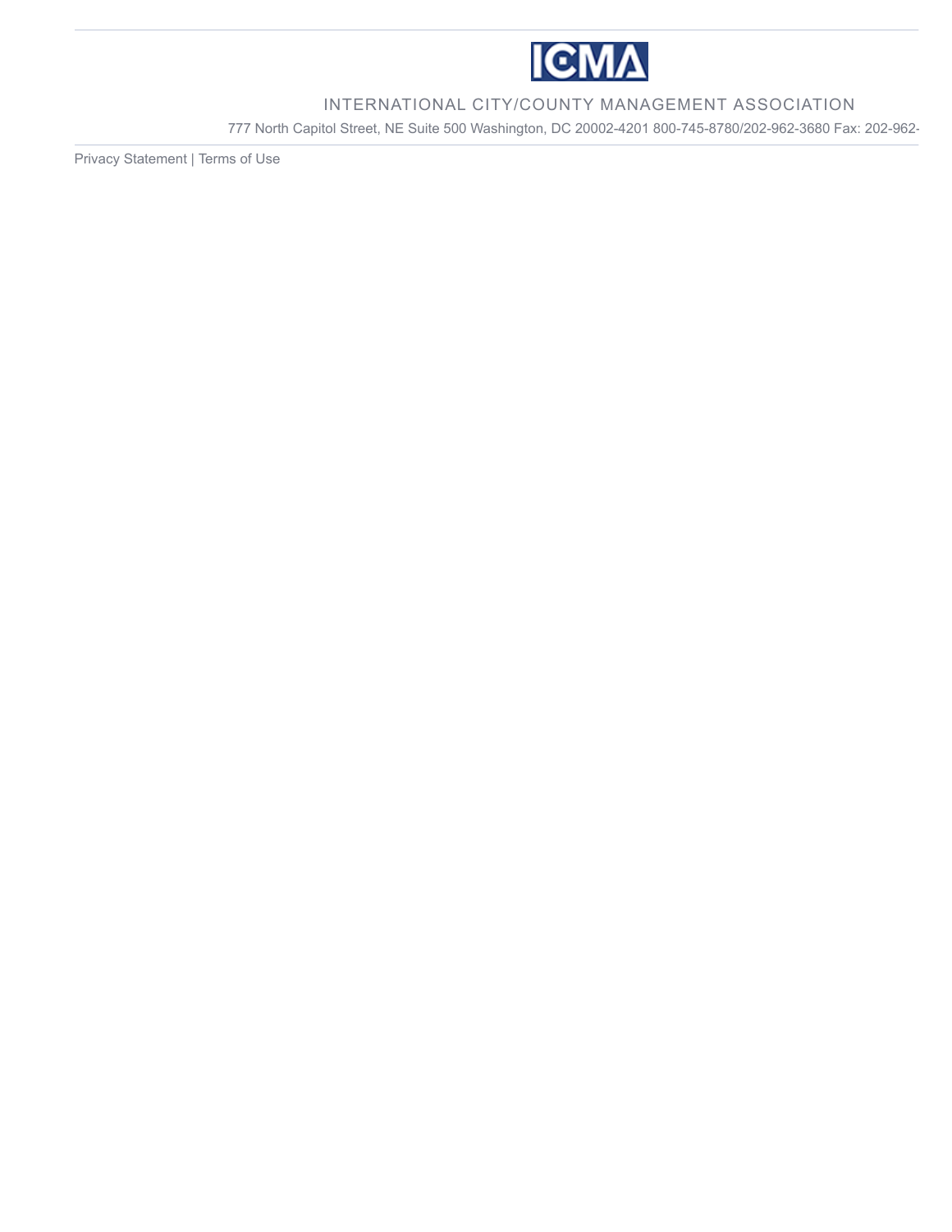ICMA

INTERNATIONAL CITY/COUNTY MANAGEMENT ASSOCIATION

777 North Capitol Street, NE Suite 500 Washington, DC 20002-4201 800-745-8780/202-962-3680 Fax: 202-962-

Privacy Statement | Terms of Use